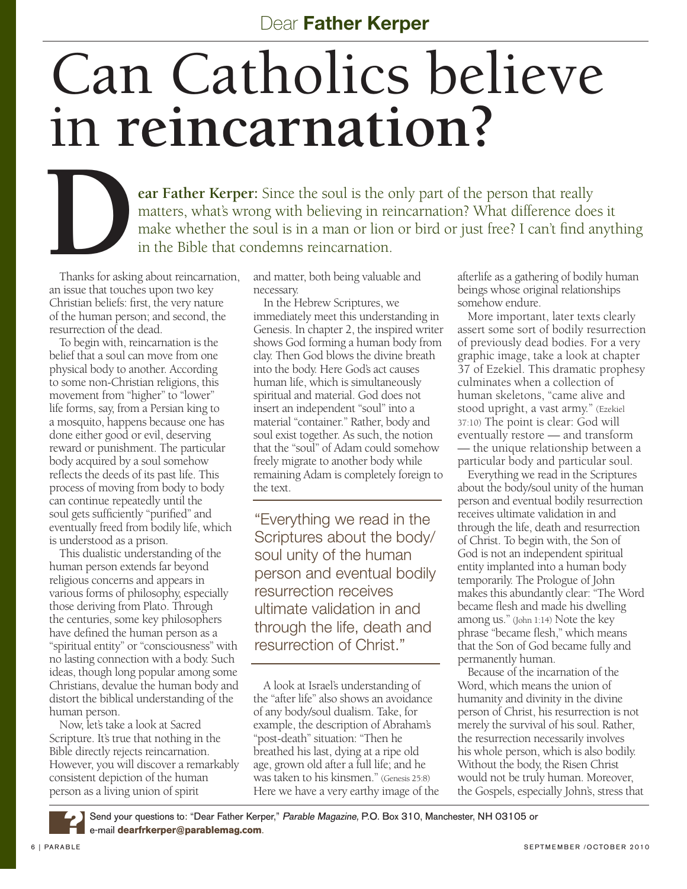Dear **Father Kerper**

# Can Catholics believe in reincarnation?

**Dear Father Kerper:** Since the soul is the only part of the person that really matters, what's wrong with believing in reincarnation? What difference does it make whether the soul is in a man or lion or bird or just free? I can't find anything in the Bible that condemns reincarnation.

Thanks for asking about reincarnation, an issue that touches upon two key Christian beliefs: first, the very nature of the human person; and second, the resurrection of the dead.

To begin with, reincarnation is the belief that a soul can move from one physical body to another. According to some non-Christian religions, this movement from "higher" to "lower" life forms, say, from a Persian king to a mosquito, happens because one has done either good or evil, deserving reward or punishment. The particular body acquired by a soul somehow reflects the deeds of its past life. This process of moving from body to body can continue repeatedly until the soul gets sufficiently "purified" and eventually freed from bodily life, which is understood as a prison.

This dualistic understanding of the human person extends far beyond religious concerns and appears in various forms of philosophy, especially those deriving from Plato. Through the centuries, some key philosophers have defined the human person as a "spiritual entity" or "consciousness" with no lasting connection with a body. Such ideas, though long popular among some Christians, devalue the human body and distort the biblical understanding of the human person.

Now, let's take a look at Sacred Scripture. It's true that nothing in the Bible directly rejects reincarnation. However, you will discover a remarkably consistent depiction of the human person as a living union of spirit and matter, both being valuable and necessary.

In the Hebrew Scriptures, we immediately meet this understanding in Genesis. In chapter 2, the inspired writer shows God forming a human body from clay. Then God blows the divine breath into the body. Here God's act causes human life, which is simultaneously spiritual and material. God does not insert an independent "soul" into a material "container." Rather, body and soul exist together. As such, the notion that the "soul" of Adam could somehow freely migrate to another body while remaining Adam is completely foreign to the text.

> "Everything we read in the Scriptures about the body/soul unity of the human person and eventual bodily resurrection receives ultimate validation in and through the life, death and resurrection of Christ."

A look at Israel's understanding of the "after life" also shows an avoidance of any body/soul dualism. Take, for example, the description of Abraham's "post-death" situation: "Then he breathed his last, dying at a ripe old age, grown old after a full life; and he was taken to his kinsmen." (Genesis 25:8) Here we have a very earthy image of the afterlife as a gathering of bodily human beings whose original relationships somehow endure.

More important, later texts clearly assert some sort of bodily resurrection of previously dead bodies. For a very graphic image, take a look at chapter 37 of Ezekiel. This dramatic prophesy culminates when a collection of human skeletons, "came alive and stood upright, a vast army." (Ezekiel 37:10) The point is clear: God will eventually restore — and transform — the unique relationship between a particular body and particular soul.

Everything we read in the Scriptures about the body/soul unity of the human person and eventual bodily resurrection receives ultimate validation in and through the life, death and resurrection of Christ. To begin with, the Son of God is not an independent spiritual entity implanted into a human body temporarily. The Prologue of John makes this abundantly clear: "The Word became flesh and made his dwelling among us." (John 1:14) Note the key phrase "became flesh," which means that the Son of God became fully and permanently human.

Because of the incarnation of the Word, which means the union of humanity and divinity in the divine person of Christ, his resurrection is not merely the survival of his soul. Rather, the resurrection necessarily involves his whole person, which is also bodily. Without the body, the Risen Christ would not be truly human. Moreover, the Gospels, especially John's, stress that

Send your questions to: "Dear Father Kerper," *Parable Magazine*, P.O. Box 310, Manchester, NH 03105 or e-mail **dearfrkerper@parablemag.com**.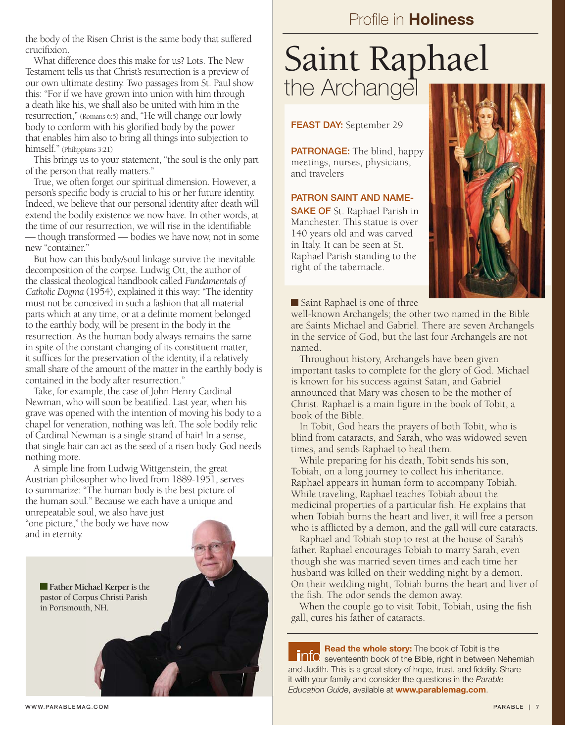the body of the Risen Christ is the same body that suffered crucifixion.

What difference does this make for us? Lots. The New Testament tells us that Christ's resurrection is a preview of our own ultimate destiny. Two passages from St. Paul show this: "For if we have grown into union with him through a death like his, we shall also be united with him in the resurrection," (Romans 6:5) and, "He will change our lowly body to conform with his glorified body by the power that enables him also to bring all things into subjection to himself." (Philippians 3:21)

This brings us to your statement, "the soul is the only part of the person that really matters."

True, we often forget our spiritual dimension. However, a person's specific body is crucial to his or her future identity. Indeed, we believe that our personal identity after death will extend the bodily existence we now have. In other words, at the time of our resurrection, we will rise in the identifiable — though transformed — bodies we have now, not in some new "container."

But how can this body/soul linkage survive the inevitable decomposition of the corpse. Ludwig Ott, the author of the classical theological handbook called *Fundamentals of Catholic Dogma* (1954), explained it this way: "The identity must not be conceived in such a fashion that all material parts which at any time, or at a definite moment belonged to the earthly body, will be present in the body in the resurrection. As the human body always remains the same in spite of the constant changing of its constituent matter, it suffices for the preservation of the identity, if a relatively small share of the amount of the matter in the earthly body is contained in the body after resurrection."

Take, for example, the case of John Henry Cardinal Newman, who will soon be beatified. Last year, when his grave was opened with the intention of moving his body to a chapel for veneration, nothing was left. The sole bodily relic of Cardinal Newman is a single strand of hair! In a sense, that single hair can act as the seed of a risen body. God needs nothing more.

A simple line from Ludwig Wittgenstein, the great Austrian philosopher who lived from 1889-1951, serves to summarize: "The human body is the best picture of the human soul." Because we each have a unique and unrepeatable soul, we also have just "one picture," the body we have now and in eternity.

**Father Michael Kerper** is the pastor of Corpus Christi Parish in Portsmouth, NH.

Profile in **Holiness**

# Saint Raphael the Archangel

**FEAST DAY:** September 29

**PATRONAGE:** The blind, happy meetings, nurses, physicians, and travelers

**PATRON SAINT AND NAMESAKE OF** St. Raphael Parish in Manchester. This statue is over 140 years old and was carved in Italy. It can be seen at St. Raphael Parish standing to the right of the tabernacle.

Saint Raphael is one of three well-known Archangels; the other two named in the Bible are Saints Michael and Gabriel. There are seven Archangels in the service of God, but the last four Archangels are not named.

Throughout history, Archangels have been given important tasks to complete for the glory of God. Michael is known for his success against Satan, and Gabriel announced that Mary was chosen to be the mother of Christ. Raphael is a main figure in the book of Tobit, a book of the Bible.

In Tobit, God hears the prayers of both Tobit, who is blind from cataracts, and Sarah, who was widowed seven times, and sends Raphael to heal them.

While preparing for his death, Tobit sends his son, Tobiah, on a long journey to collect his inheritance. Raphael appears in human form to accompany Tobiah. While traveling, Raphael teaches Tobiah about the medicinal properties of a particular fish. He explains that when Tobiah burns the heart and liver, it will free a person who is afflicted by a demon, and the gall will cure cataracts.

Raphael and Tobiah stop to rest at the house of Sarah's father. Raphael encourages Tobiah to marry Sarah, even though she was married seven times and each time her husband was killed on their wedding night by a demon. On their wedding night, Tobiah burns the heart and liver of the fish. The odor sends the demon away.

When the couple go to visit Tobit, Tobiah, using the fish gall, cures his father of cataracts.

info **Read the whole story:** The book of Tobit is the seventeenth book of the Bible, right in between Nehemiah and Judith. This is a great story of hope, trust, and fidelity. Share it with your family and consider the questions in the *Parable Education Guide*, available at **www.parablemag.com**.